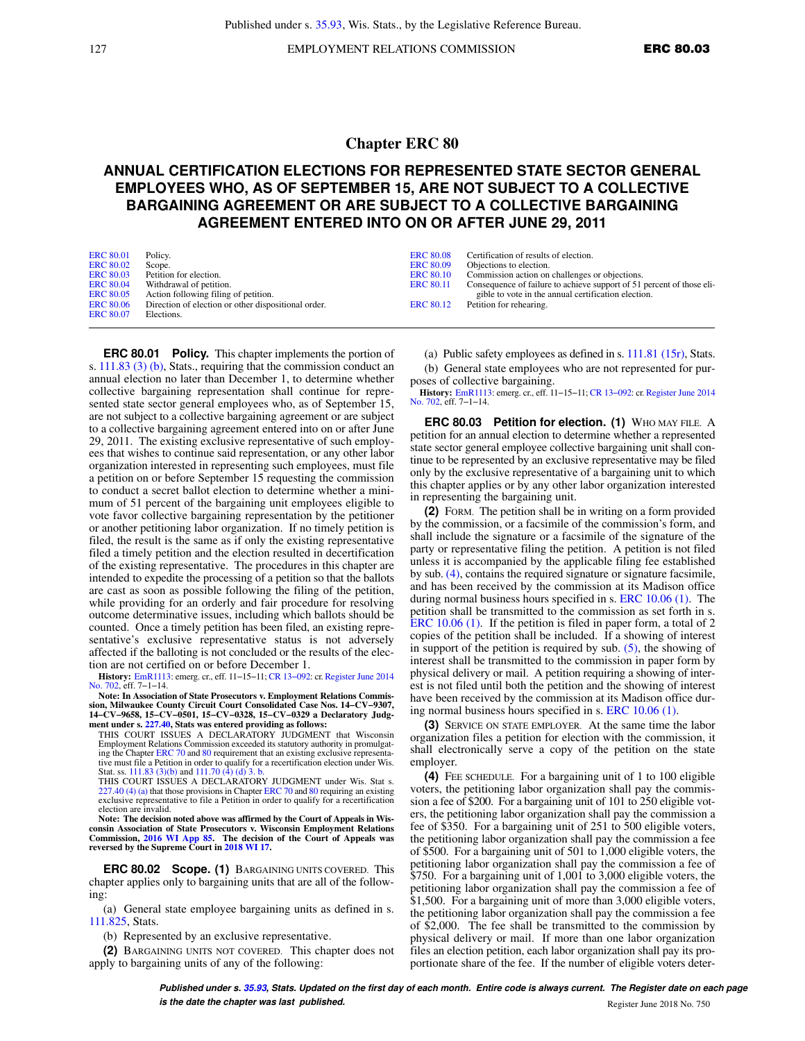# Chapter ERC 80

## ANNUAL CERTIFICATION ELECTIONS FOR REPRESENTED STATE SECTOR GENERAL EMPLOYEES WHO, AS OF SEPTEMBER 15, ARE NOT SUBJECT TO A COLLECTIVE BARGAINING AGREEMENT OR ARE SUBJECT TO A COLLECTIVE BARGAINING AGREEMENT ENTERED INTO ON OR AFTER JUNE 29, 2011

| | | | |
|---|---|---|---|
| ERC 80.01 | Policy. | ERC 80.08 | Certification of results of election. |
| ERC 80.02 | Scope. | ERC 80.09 | Objections to election. |
| ERC 80.03 | Petition for election. | ERC 80.10 | Commission action on challenges or objections. |
| ERC 80.04 | Withdrawal of petition. | ERC 80.11 | Consequence of failure to achieve support of 51 percent of those eligible to vote in the annual certification election. |
| ERC 80.05 | Action following filing of petition. | ERC 80.12 | Petition for rehearing. |
| ERC 80.06 | Direction of election or other dispositional order. | | |
| ERC 80.07 | Elections. | | |

**ERC 80.01 Policy.** This chapter implements the portion of s. 111.83 (3) (b), Stats., requiring that the commission conduct an annual election no later than December 1, to determine whether collective bargaining representation shall continue for represented state sector general employees who, as of September 15, are not subject to a collective bargaining agreement or are subject to a collective bargaining agreement entered into on or after June 29, 2011. The existing exclusive representative of such employees that wishes to continue said representation, or any other labor organization interested in representing such employees, must file a petition on or before September 15 requesting the commission to conduct a secret ballot election to determine whether a minimum of 51 percent of the bargaining unit employees eligible to vote favor collective bargaining representation by the petitioner or another petitioning labor organization. If no timely petition is filed, the result is the same as if only the existing representative filed a timely petition and the election resulted in decertification of the existing representative. The procedures in this chapter are intended to expedite the processing of a petition so that the ballots are cast as soon as possible following the filing of the petition, while providing for an orderly and fair procedure for resolving outcome determinative issues, including which ballots should be counted. Once a timely petition has been filed, an existing representative's exclusive representative status is not adversely affected if the balloting is not concluded or the results of the election are not certified on or before December 1.

**History:** EmR1113: emerg. cr., eff. 11−15−11; CR 13−092: cr. Register June 2014 No. 702, eff. 7−1−14.

**Note: In Association of State Prosecutors v. Employment Relations Commission, Milwaukee County Circuit Court Consolidated Case Nos. 14−CV−9307, 14−CV−9658, 15−CV−0501, 15−CV−0328, 15−CV−0329 a Declaratory Judgment under s. 227.40, Stats was entered providing as follows:**

THIS COURT ISSUES A DECLARATORY JUDGMENT that Wisconsin Employment Relations Commission exceeded its statutory authority in promulgating the Chapter ERC 70 and 80 requirement that an existing exclusive representative must file a Petition in order to qualify for a recertification election under Wis. Stat. ss. 111.83 (3)(b) and 111.70 (4) (d) 3. b.

THIS COURT ISSUES A DECLARATORY JUDGMENT under Wis. Stat s. 227.40 (4) (a) that those provisions in Chapter ERC 70 and 80 requiring an existing exclusive representative to file a Petition in order to qualify for a recertification election are invalid.

**Note: The decision noted above was affirmed by the Court of Appeals in Wisconsin Association of State Prosecutors v. Wisconsin Employment Relations Commission, 2016 WI App 85. The decision of the Court of Appeals was reversed by the Supreme Court in 2018 WI 17.**

**ERC 80.02 Scope. (1)** BARGAINING UNITS COVERED. This chapter applies only to bargaining units that are all of the following:

(a) General state employee bargaining units as defined in s. 111.825, Stats.

(b) Represented by an exclusive representative.

**(2)** BARGAINING UNITS NOT COVERED. This chapter does not apply to bargaining units of any of the following:

(a) Public safety employees as defined in s. 111.81 (15r), Stats.

(b) General state employees who are not represented for purposes of collective bargaining.

**History:** EmR1113: emerg. cr., eff. 11−15−11; CR 13−092: cr. Register June 2014 No. 702, eff. 7−1−14.

**ERC 80.03 Petition for election. (1)** WHO MAY FILE. A petition for an annual election to determine whether a represented state sector general employee collective bargaining unit shall continue to be represented by an exclusive representative may be filed only by the exclusive representative of a bargaining unit to which this chapter applies or by any other labor organization interested in representing the bargaining unit.

**(2)** FORM. The petition shall be in writing on a form provided by the commission, or a facsimile of the commission's form, and shall include the signature or a facsimile of the signature of the party or representative filing the petition. A petition is not filed unless it is accompanied by the applicable filing fee established by sub. (4), contains the required signature or signature facsimile, and has been received by the commission at its Madison office during normal business hours specified in s. ERC 10.06 (1). The petition shall be transmitted to the commission as set forth in s. ERC 10.06 (1). If the petition is filed in paper form, a total of 2 copies of the petition shall be included. If a showing of interest in support of the petition is required by sub. (5), the showing of interest shall be transmitted to the commission in paper form by physical delivery or mail. A petition requiring a showing of interest is not filed until both the petition and the showing of interest have been received by the commission at its Madison office during normal business hours specified in s. ERC 10.06 (1).

**(3)** SERVICE ON STATE EMPLOYER. At the same time the labor organization files a petition for election with the commission, it shall electronically serve a copy of the petition on the state employer.

**(4)** FEE SCHEDULE. For a bargaining unit of 1 to 100 eligible voters, the petitioning labor organization shall pay the commission a fee of $200. For a bargaining unit of 101 to 250 eligible voters, the petitioning labor organization shall pay the commission a fee of $350. For a bargaining unit of 251 to 500 eligible voters, the petitioning labor organization shall pay the commission a fee of $500. For a bargaining unit of 501 to 1,000 eligible voters, the petitioning labor organization shall pay the commission a fee of $750. For a bargaining unit of 1,001 to 3,000 eligible voters, the petitioning labor organization shall pay the commission a fee of $1,500. For a bargaining unit of more than 3,000 eligible voters, the petitioning labor organization shall pay the commission a fee of $2,000. The fee shall be transmitted to the commission by physical delivery or mail. If more than one labor organization files an election petition, each labor organization shall pay its proportionate share of the fee. If the number of eligible voters deter-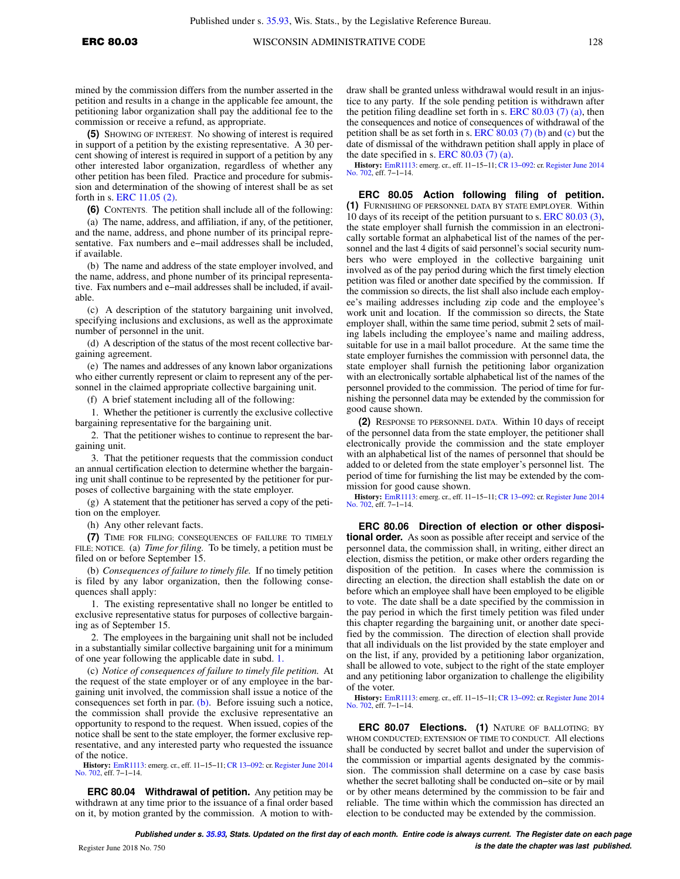mined by the commission differs from the number asserted in the petition and results in a change in the applicable fee amount, the petitioning labor organization shall pay the additional fee to the commission or receive a refund, as appropriate.

**(5)** SHOWING OF INTEREST. No showing of interest is required in support of a petition by the existing representative. A 30 percent showing of interest is required in support of a petition by any other interested labor organization, regardless of whether any other petition has been filed. Practice and procedure for submission and determination of the showing of interest shall be as set forth in s. ERC 11.05 (2).

**(6)** CONTENTS. The petition shall include all of the following:

(a) The name, address, and affiliation, if any, of the petitioner, and the name, address, and phone number of its principal representative. Fax numbers and e−mail addresses shall be included, if available.

(b) The name and address of the state employer involved, and the name, address, and phone number of its principal representative. Fax numbers and e−mail addresses shall be included, if available.

(c) A description of the statutory bargaining unit involved, specifying inclusions and exclusions, as well as the approximate number of personnel in the unit.

(d) A description of the status of the most recent collective bargaining agreement.

(e) The names and addresses of any known labor organizations who either currently represent or claim to represent any of the personnel in the claimed appropriate collective bargaining unit.

(f) A brief statement including all of the following:

1. Whether the petitioner is currently the exclusive collective bargaining representative for the bargaining unit.

2. That the petitioner wishes to continue to represent the bargaining unit.

3. That the petitioner requests that the commission conduct an annual certification election to determine whether the bargaining unit shall continue to be represented by the petitioner for purposes of collective bargaining with the state employer.

(g) A statement that the petitioner has served a copy of the petition on the employer.

(h) Any other relevant facts.

**(7)** TIME FOR FILING; CONSEQUENCES OF FAILURE TO TIMELY FILE; NOTICE. (a) *Time for filing.* To be timely, a petition must be filed on or before September 15.

(b) *Consequences of failure to timely file.* If no timely petition is filed by any labor organization, then the following consequences shall apply:

1. The existing representative shall no longer be entitled to exclusive representative status for purposes of collective bargaining as of September 15.

2. The employees in the bargaining unit shall not be included in a substantially similar collective bargaining unit for a minimum of one year following the applicable date in subd. 1.

(c) *Notice of consequences of failure to timely file petition.* At the request of the state employer or of any employee in the bargaining unit involved, the commission shall issue a notice of the consequences set forth in par. (b). Before issuing such a notice, the commission shall provide the exclusive representative an opportunity to respond to the request. When issued, copies of the notice shall be sent to the state employer, the former exclusive representative, and any interested party who requested the issuance of the notice.

**History:** EmR1113: emerg. cr., eff. 11−15−11; CR 13−092: cr. Register June 2014 No. 702, eff. 7−1−14.

**ERC 80.04 Withdrawal of petition.** Any petition may be withdrawn at any time prior to the issuance of a final order based on it, by motion granted by the commission. A motion to withdraw shall be granted unless withdrawal would result in an injustice to any party. If the sole pending petition is withdrawn after the petition filing deadline set forth in s. ERC 80.03 (7) (a), then the consequences and notice of consequences of withdrawal of the petition shall be as set forth in s. ERC 80.03 (7) (b) and (c) but the date of dismissal of the withdrawn petition shall apply in place of the date specified in s. ERC 80.03 (7) (a).

**History:** EmR1113: emerg. cr., eff. 11−15−11; CR 13−092: cr. Register June 2014 No. 702, eff. 7−1−14.

**ERC 80.05 Action following filing of petition. (1)** FURNISHING OF PERSONNEL DATA BY STATE EMPLOYER. Within 10 days of its receipt of the petition pursuant to s. ERC 80.03 (3), the state employer shall furnish the commission in an electronically sortable format an alphabetical list of the names of the personnel and the last 4 digits of said personnel's social security numbers who were employed in the collective bargaining unit involved as of the pay period during which the first timely election petition was filed or another date specified by the commission. If the commission so directs, the list shall also include each employee's mailing addresses including zip code and the employee's work unit and location. If the commission so directs, the State employer shall, within the same time period, submit 2 sets of mailing labels including the employee's name and mailing address, suitable for use in a mail ballot procedure. At the same time the state employer furnishes the commission with personnel data, the state employer shall furnish the petitioning labor organization with an electronically sortable alphabetical list of the names of the personnel provided to the commission. The period of time for furnishing the personnel data may be extended by the commission for good cause shown.

**(2)** RESPONSE TO PERSONNEL DATA. Within 10 days of receipt of the personnel data from the state employer, the petitioner shall electronically provide the commission and the state employer with an alphabetical list of the names of personnel that should be added to or deleted from the state employer's personnel list. The period of time for furnishing the list may be extended by the commission for good cause shown.

**History:** EmR1113: emerg. cr., eff. 11−15−11; CR 13−092: cr. Register June 2014 No. 702, eff. 7−1−14.

**ERC 80.06 Direction of election or other dispositional order.** As soon as possible after receipt and service of the personnel data, the commission shall, in writing, either direct an election, dismiss the petition, or make other orders regarding the disposition of the petition. In cases where the commission is directing an election, the direction shall establish the date on or before which an employee shall have been employed to be eligible to vote. The date shall be a date specified by the commission in the pay period in which the first timely petition was filed under this chapter regarding the bargaining unit, or another date specified by the commission. The direction of election shall provide that all individuals on the list provided by the state employer and on the list, if any, provided by a petitioning labor organization, shall be allowed to vote, subject to the right of the state employer and any petitioning labor organization to challenge the eligibility of the voter.

**History:** EmR1113: emerg. cr., eff. 11−15−11; CR 13−092: cr. Register June 2014 No. 702, eff. 7−1−14.

**ERC 80.07 Elections. (1)** NATURE OF BALLOTING; BY WHOM CONDUCTED; EXTENSION OF TIME TO CONDUCT. All elections shall be conducted by secret ballot and under the supervision of the commission or impartial agents designated by the commission. The commission shall determine on a case by case basis whether the secret balloting shall be conducted on−site or by mail or by other means determined by the commission to be fair and reliable. The time within which the commission has directed an election to be conducted may be extended by the commission.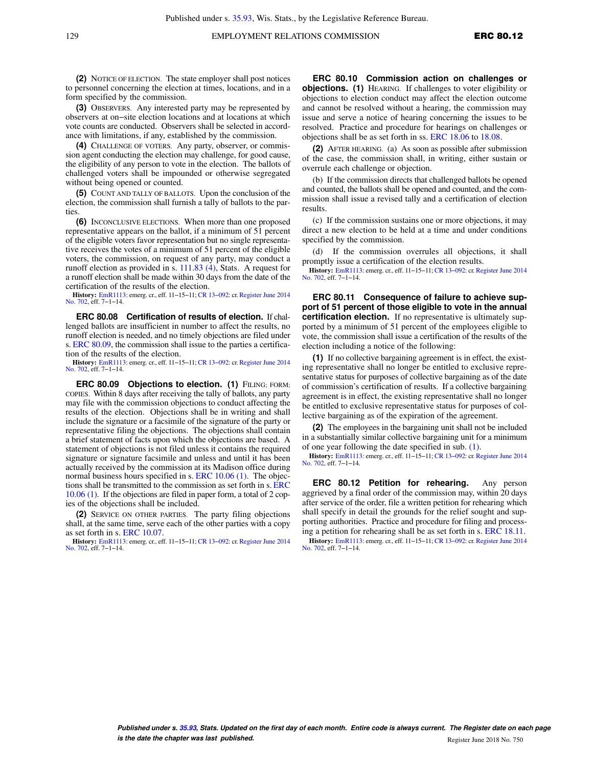**(2)** NOTICE OF ELECTION. The state employer shall post notices to personnel concerning the election at times, locations, and in a form specified by the commission.

**(3)** OBSERVERS. Any interested party may be represented by observers at on−site election locations and at locations at which vote counts are conducted. Observers shall be selected in accordance with limitations, if any, established by the commission.

**(4)** CHALLENGE OF VOTERS. Any party, observer, or commission agent conducting the election may challenge, for good cause, the eligibility of any person to vote in the election. The ballots of challenged voters shall be impounded or otherwise segregated without being opened or counted.

**(5)** COUNT AND TALLY OF BALLOTS. Upon the conclusion of the election, the commission shall furnish a tally of ballots to the parties.

**(6)** INCONCLUSIVE ELECTIONS. When more than one proposed representative appears on the ballot, if a minimum of 51 percent of the eligible voters favor representation but no single representative receives the votes of a minimum of 51 percent of the eligible voters, the commission, on request of any party, may conduct a runoff election as provided in s. 111.83 (4), Stats. A request for a runoff election shall be made within 30 days from the date of the certification of the results of the election.

**History:** EmR1113: emerg. cr., eff. 11−15−11; CR 13−092: cr. Register June 2014 No. 702, eff. 7−1−14.

**ERC 80.08 Certification of results of election.** If challenged ballots are insufficient in number to affect the results, no runoff election is needed, and no timely objections are filed under s. ERC 80.09, the commission shall issue to the parties a certification of the results of the election.

**History:** EmR1113: emerg. cr., eff. 11−15−11; CR 13−092: cr. Register June 2014 No. 702, eff. 7−1−14.

**ERC 80.09 Objections to election. (1)** FILING; FORM; COPIES. Within 8 days after receiving the tally of ballots, any party may file with the commission objections to conduct affecting the results of the election. Objections shall be in writing and shall include the signature or a facsimile of the signature of the party or representative filing the objections. The objections shall contain a brief statement of facts upon which the objections are based. A statement of objections is not filed unless it contains the required signature or signature facsimile and unless and until it has been actually received by the commission at its Madison office during normal business hours specified in s. ERC 10.06 (1). The objections shall be transmitted to the commission as set forth in s. ERC 10.06 (1). If the objections are filed in paper form, a total of 2 copies of the objections shall be included.

**(2)** SERVICE ON OTHER PARTIES. The party filing objections shall, at the same time, serve each of the other parties with a copy as set forth in s. ERC 10.07.

**History:** EmR1113: emerg. cr., eff. 11−15−11; CR 13−092: cr. Register June 2014 No. 702, eff. 7−1−14.

**ERC 80.10 Commission action on challenges or objections. (1)** HEARING. If challenges to voter eligibility or objections to election conduct may affect the election outcome and cannot be resolved without a hearing, the commission may issue and serve a notice of hearing concerning the issues to be resolved. Practice and procedure for hearings on challenges or objections shall be as set forth in ss. ERC 18.06 to 18.08.

**(2)** AFTER HEARING. (a) As soon as possible after submission of the case, the commission shall, in writing, either sustain or overrule each challenge or objection.

(b) If the commission directs that challenged ballots be opened and counted, the ballots shall be opened and counted, and the commission shall issue a revised tally and a certification of election results.

(c) If the commission sustains one or more objections, it may direct a new election to be held at a time and under conditions specified by the commission.

(d) If the commission overrules all objections, it shall promptly issue a certification of the election results.

**History:** EmR1113: emerg. cr., eff. 11−15−11; CR 13−092: cr. Register June 2014 No. 702, eff. 7−1−14.

**ERC 80.11 Consequence of failure to achieve support of 51 percent of those eligible to vote in the annual certification election.** If no representative is ultimately supported by a minimum of 51 percent of the employees eligible to vote, the commission shall issue a certification of the results of the election including a notice of the following:

**(1)** If no collective bargaining agreement is in effect, the existing representative shall no longer be entitled to exclusive representative status for purposes of collective bargaining as of the date of commission's certification of results. If a collective bargaining agreement is in effect, the existing representative shall no longer be entitled to exclusive representative status for purposes of collective bargaining as of the expiration of the agreement.

**(2)** The employees in the bargaining unit shall not be included in a substantially similar collective bargaining unit for a minimum of one year following the date specified in sub. (1).

**History:** EmR1113: emerg. cr., eff. 11−15−11; CR 13−092: cr. Register June 2014 No. 702, eff. 7−1−14.

**ERC 80.12 Petition for rehearing.** Any person aggrieved by a final order of the commission may, within 20 days after service of the order, file a written petition for rehearing which shall specify in detail the grounds for the relief sought and supporting authorities. Practice and procedure for filing and processing a petition for rehearing shall be as set forth in s. ERC 18.11.

**History:** EmR1113: emerg. cr., eff. 11−15−11; CR 13−092: cr. Register June 2014 No. 702, eff. 7−1−14.